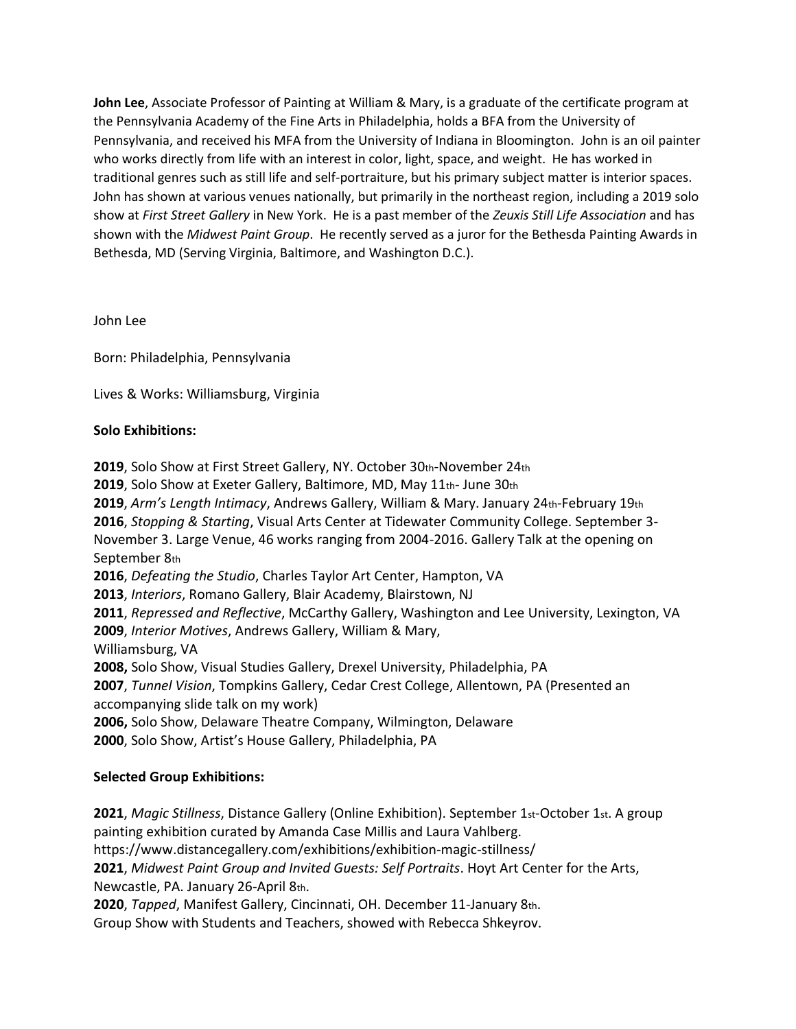**John Lee**, Associate Professor of Painting at William & Mary, is a graduate of the certificate program at the Pennsylvania Academy of the Fine Arts in Philadelphia, holds a BFA from the University of Pennsylvania, and received his MFA from the University of Indiana in Bloomington. John is an oil painter who works directly from life with an interest in color, light, space, and weight. He has worked in traditional genres such as still life and self-portraiture, but his primary subject matter is interior spaces. John has shown at various venues nationally, but primarily in the northeast region, including a 2019 solo show at *First Street Gallery* in New York. He is a past member of the *Zeuxis Still Life Association* and has shown with the *Midwest Paint Group*. He recently served as a juror for the Bethesda Painting Awards in Bethesda, MD (Serving Virginia, Baltimore, and Washington D.C.).

John Lee

Born: Philadelphia, Pennsylvania

Lives & Works: Williamsburg, Virginia

**Solo Exhibitions:**

**2019**, Solo Show at First Street Gallery, NY. October 30th-November 24th
**2019**, Solo Show at Exeter Gallery, Baltimore, MD, May 11th- June 30th
**2019**, *Arm's Length Intimacy*, Andrews Gallery, William & Mary. January 24th-February 19th
**2016**, *Stopping & Starting*, Visual Arts Center at Tidewater Community College. September 3-November 3. Large Venue, 46 works ranging from 2004-2016. Gallery Talk at the opening on September 8th
**2016**, *Defeating the Studio*, Charles Taylor Art Center, Hampton, VA
**2013**, *Interiors*, Romano Gallery, Blair Academy, Blairstown, NJ
**2011**, *Repressed and Reflective*, McCarthy Gallery, Washington and Lee University, Lexington, VA
**2009**, *Interior Motives*, Andrews Gallery, William & Mary,
Williamsburg, VA
**2008,** Solo Show, Visual Studies Gallery, Drexel University, Philadelphia, PA
**2007**, *Tunnel Vision*, Tompkins Gallery, Cedar Crest College, Allentown, PA (Presented an accompanying slide talk on my work)
**2006,** Solo Show, Delaware Theatre Company, Wilmington, Delaware
**2000**, Solo Show, Artist's House Gallery, Philadelphia, PA

**Selected Group Exhibitions:**

**2021**, *Magic Stillness*, Distance Gallery (Online Exhibition). September 1st-October 1st. A group painting exhibition curated by Amanda Case Millis and Laura Vahlberg.
https://www.distancegallery.com/exhibitions/exhibition-magic-stillness/
**2021**, *Midwest Paint Group and Invited Guests: Self Portraits*. Hoyt Art Center for the Arts, Newcastle, PA. January 26-April 8th.
**2020**, *Tapped*, Manifest Gallery, Cincinnati, OH. December 11-January 8th.
Group Show with Students and Teachers, showed with Rebecca Shkeyrov.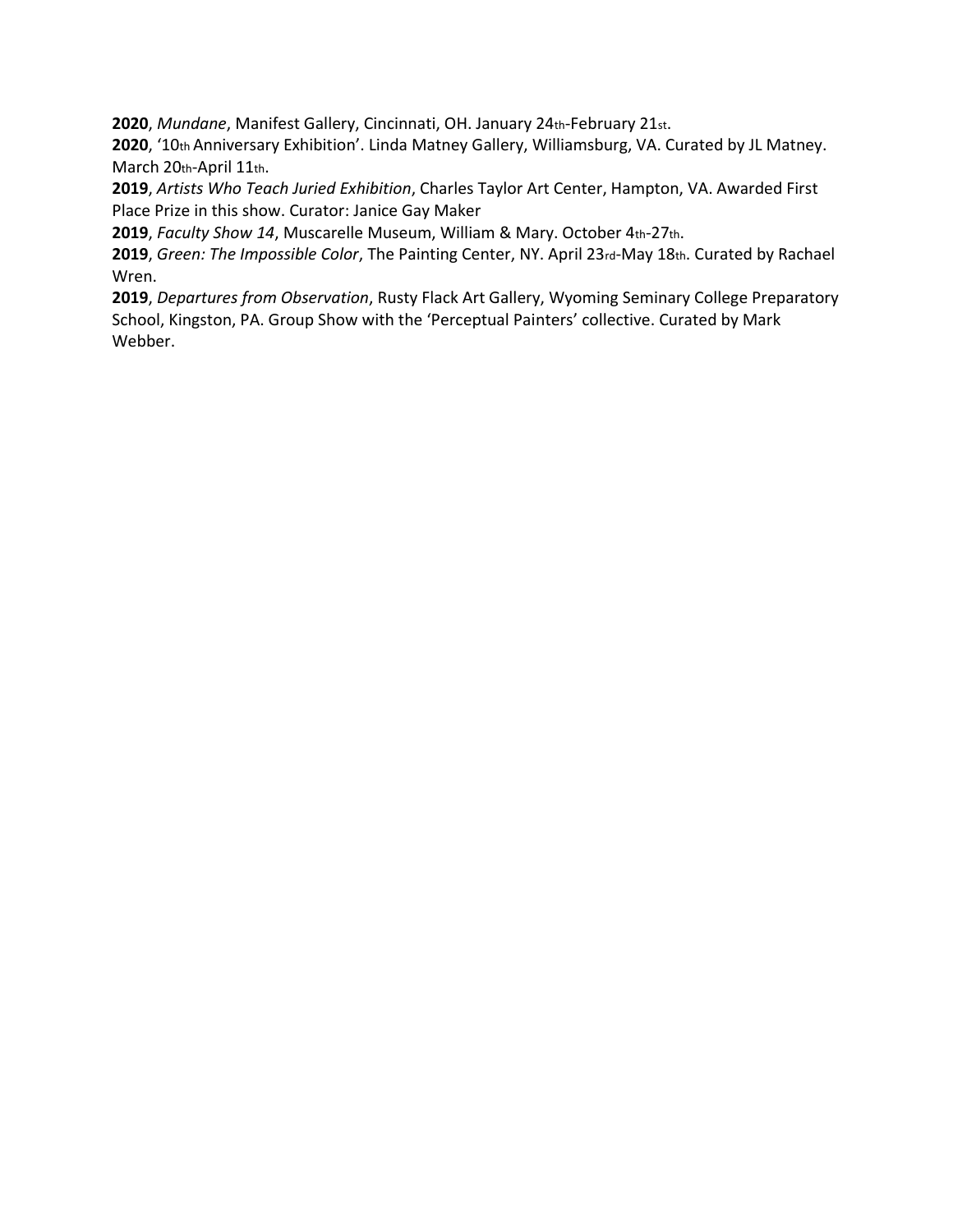**2020**, *Mundane*, Manifest Gallery, Cincinnati, OH. January 24th-February 21st.

**2020**, '10th Anniversary Exhibition'. Linda Matney Gallery, Williamsburg, VA. Curated by JL Matney. March 20th-April 11th.

**2019**, *Artists Who Teach Juried Exhibition*, Charles Taylor Art Center, Hampton, VA. Awarded First Place Prize in this show. Curator: Janice Gay Maker

**2019**, *Faculty Show 14*, Muscarelle Museum, William & Mary. October 4th-27th.

**2019**, *Green: The Impossible Color*, The Painting Center, NY. April 23rd-May 18th. Curated by Rachael Wren.

**2019**, *Departures from Observation*, Rusty Flack Art Gallery, Wyoming Seminary College Preparatory School, Kingston, PA. Group Show with the 'Perceptual Painters' collective. Curated by Mark Webber.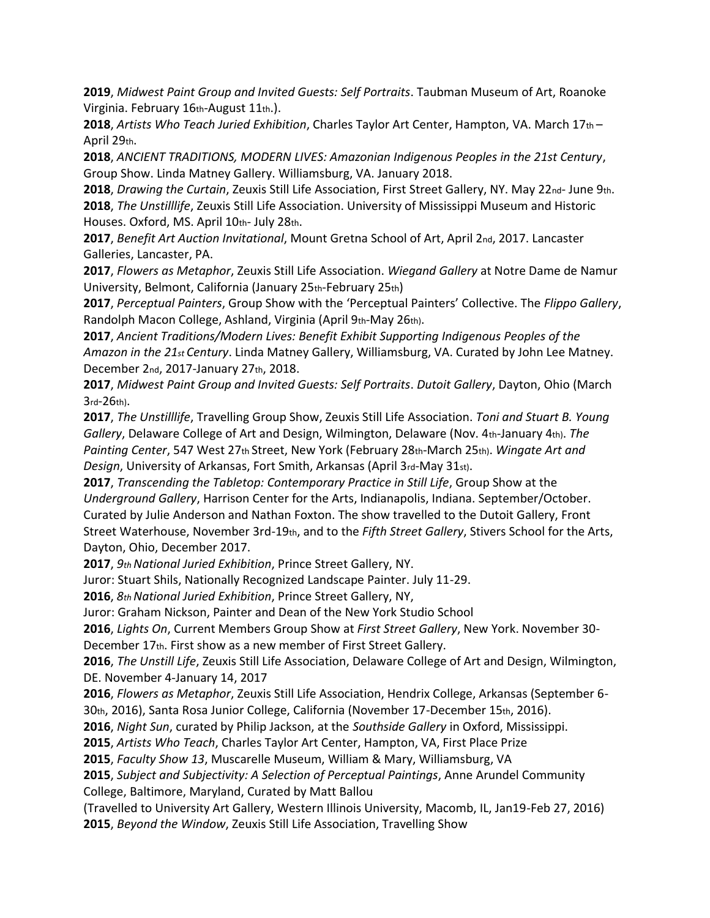**2019**, *Midwest Paint Group and Invited Guests: Self Portraits*. Taubman Museum of Art, Roanoke Virginia. February 16th-August 11th.).

**2018**, *Artists Who Teach Juried Exhibition*, Charles Taylor Art Center, Hampton, VA. March 17th – April 29th.

**2018**, *ANCIENT TRADITIONS, MODERN LIVES: Amazonian Indigenous Peoples in the 21st Century*, Group Show. Linda Matney Gallery. Williamsburg, VA. January 2018.

**2018**, *Drawing the Curtain*, Zeuxis Still Life Association, First Street Gallery, NY. May 22nd- June 9th.

**2018**, *The Unstilllife*, Zeuxis Still Life Association. University of Mississippi Museum and Historic Houses. Oxford, MS. April 10th- July 28th.

**2017**, *Benefit Art Auction Invitational*, Mount Gretna School of Art, April 2nd, 2017. Lancaster Galleries, Lancaster, PA.

**2017**, *Flowers as Metaphor*, Zeuxis Still Life Association. *Wiegand Gallery* at Notre Dame de Namur University, Belmont, California (January 25th-February 25th)

**2017**, *Perceptual Painters*, Group Show with the 'Perceptual Painters' Collective. The *Flippo Gallery*, Randolph Macon College, Ashland, Virginia (April 9th-May 26th).

**2017**, *Ancient Traditions/Modern Lives: Benefit Exhibit Supporting Indigenous Peoples of the Amazon in the 21st Century*. Linda Matney Gallery, Williamsburg, VA. Curated by John Lee Matney. December 2nd, 2017-January 27th, 2018.

**2017**, *Midwest Paint Group and Invited Guests: Self Portraits*. *Dutoit Gallery*, Dayton, Ohio (March 3rd-26th).

**2017**, *The Unstilllife*, Travelling Group Show, Zeuxis Still Life Association. *Toni and Stuart B. Young Gallery*, Delaware College of Art and Design, Wilmington, Delaware (Nov. 4th-January 4th). *The Painting Center*, 547 West 27th Street, New York (February 28th-March 25th). *Wingate Art and Design*, University of Arkansas, Fort Smith, Arkansas (April 3rd-May 31st).

**2017**, *Transcending the Tabletop: Contemporary Practice in Still Life*, Group Show at the *Underground Gallery*, Harrison Center for the Arts, Indianapolis, Indiana. September/October. Curated by Julie Anderson and Nathan Foxton. The show travelled to the Dutoit Gallery, Front Street Waterhouse, November 3rd-19th, and to the *Fifth Street Gallery*, Stivers School for the Arts, Dayton, Ohio, December 2017.

**2017**, *9th National Juried Exhibition*, Prince Street Gallery, NY.
Juror: Stuart Shils, Nationally Recognized Landscape Painter. July 11-29.

**2016**, *8th National Juried Exhibition*, Prince Street Gallery, NY,
Juror: Graham Nickson, Painter and Dean of the New York Studio School

**2016**, *Lights On*, Current Members Group Show at *First Street Gallery*, New York. November 30-December 17th. First show as a new member of First Street Gallery.

**2016**, *The Unstill Life*, Zeuxis Still Life Association, Delaware College of Art and Design, Wilmington, DE. November 4-January 14, 2017

**2016**, *Flowers as Metaphor*, Zeuxis Still Life Association, Hendrix College, Arkansas (September 6-30th, 2016), Santa Rosa Junior College, California (November 17-December 15th, 2016).

**2016**, *Night Sun*, curated by Philip Jackson, at the *Southside Gallery* in Oxford, Mississippi.

**2015**, *Artists Who Teach*, Charles Taylor Art Center, Hampton, VA, First Place Prize

**2015**, *Faculty Show 13*, Muscarelle Museum, William & Mary, Williamsburg, VA

**2015**, *Subject and Subjectivity: A Selection of Perceptual Paintings*, Anne Arundel Community College, Baltimore, Maryland, Curated by Matt Ballou
(Travelled to University Art Gallery, Western Illinois University, Macomb, IL, Jan19-Feb 27, 2016)

**2015**, *Beyond the Window*, Zeuxis Still Life Association, Travelling Show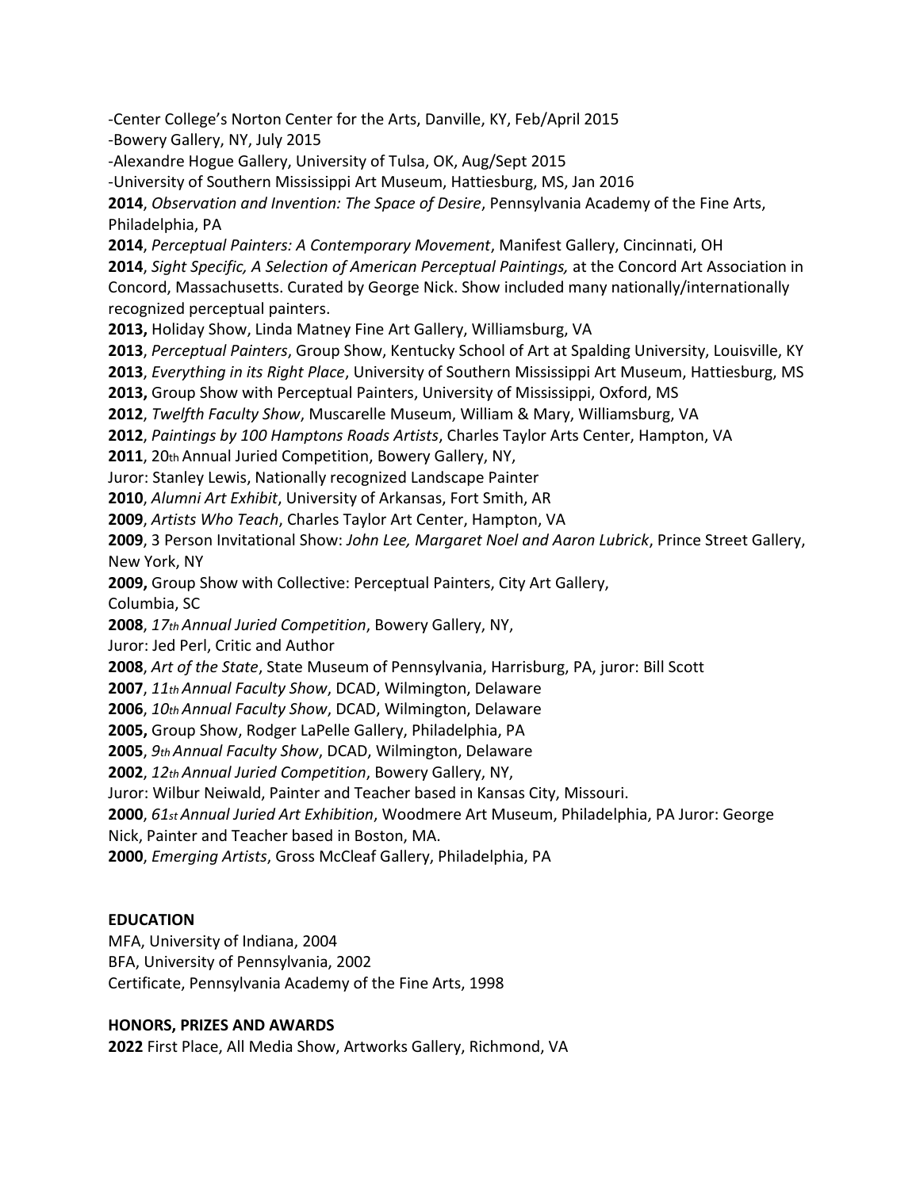-Center College's Norton Center for the Arts, Danville, KY, Feb/April 2015
-Bowery Gallery, NY, July 2015
-Alexandre Hogue Gallery, University of Tulsa, OK, Aug/Sept 2015
-University of Southern Mississippi Art Museum, Hattiesburg, MS, Jan 2016

**2014**, *Observation and Invention: The Space of Desire*, Pennsylvania Academy of the Fine Arts, Philadelphia, PA

**2014**, *Perceptual Painters: A Contemporary Movement*, Manifest Gallery, Cincinnati, OH

**2014**, *Sight Specific, A Selection of American Perceptual Paintings,* at the Concord Art Association in Concord, Massachusetts. Curated by George Nick. Show included many nationally/internationally recognized perceptual painters.

**2013,** Holiday Show, Linda Matney Fine Art Gallery, Williamsburg, VA

**2013**, *Perceptual Painters*, Group Show, Kentucky School of Art at Spalding University, Louisville, KY

**2013**, *Everything in its Right Place*, University of Southern Mississippi Art Museum, Hattiesburg, MS

**2013,** Group Show with Perceptual Painters, University of Mississippi, Oxford, MS

**2012**, *Twelfth Faculty Show*, Muscarelle Museum, William & Mary, Williamsburg, VA

**2012**, *Paintings by 100 Hamptons Roads Artists*, Charles Taylor Arts Center, Hampton, VA

**2011**, 20th Annual Juried Competition, Bowery Gallery, NY,
Juror: Stanley Lewis, Nationally recognized Landscape Painter

**2010**, *Alumni Art Exhibit*, University of Arkansas, Fort Smith, AR

**2009**, *Artists Who Teach*, Charles Taylor Art Center, Hampton, VA

**2009**, 3 Person Invitational Show: *John Lee, Margaret Noel and Aaron Lubrick*, Prince Street Gallery, New York, NY

**2009,** Group Show with Collective: Perceptual Painters, City Art Gallery,
Columbia, SC

**2008**, *17th Annual Juried Competition*, Bowery Gallery, NY,
Juror: Jed Perl, Critic and Author

**2008**, *Art of the State*, State Museum of Pennsylvania, Harrisburg, PA, juror: Bill Scott

**2007**, *11th Annual Faculty Show*, DCAD, Wilmington, Delaware

**2006**, *10th Annual Faculty Show*, DCAD, Wilmington, Delaware

**2005,** Group Show, Rodger LaPelle Gallery, Philadelphia, PA

**2005**, *9th Annual Faculty Show*, DCAD, Wilmington, Delaware

**2002**, *12th Annual Juried Competition*, Bowery Gallery, NY,
Juror: Wilbur Neiwald, Painter and Teacher based in Kansas City, Missouri.

**2000**, *61st Annual Juried Art Exhibition*, Woodmere Art Museum, Philadelphia, PA Juror: George Nick, Painter and Teacher based in Boston, MA.

**2000**, *Emerging Artists*, Gross McCleaf Gallery, Philadelphia, PA

**EDUCATION**

MFA, University of Indiana, 2004
BFA, University of Pennsylvania, 2002
Certificate, Pennsylvania Academy of the Fine Arts, 1998

**HONORS, PRIZES AND AWARDS**

**2022** First Place, All Media Show, Artworks Gallery, Richmond, VA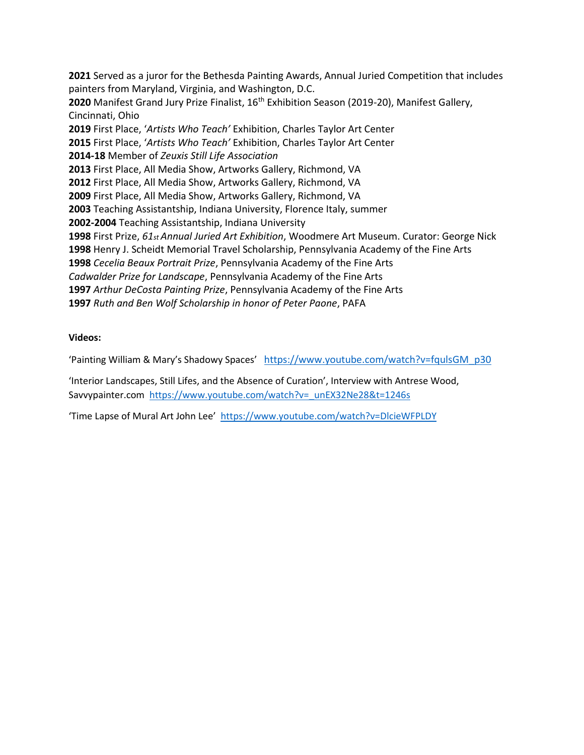**2021** Served as a juror for the Bethesda Painting Awards, Annual Juried Competition that includes painters from Maryland, Virginia, and Washington, D.C.

**2020** Manifest Grand Jury Prize Finalist, 16th Exhibition Season (2019-20), Manifest Gallery, Cincinnati, Ohio

**2019** First Place, '*Artists Who Teach'* Exhibition, Charles Taylor Art Center

**2015** First Place, '*Artists Who Teach'* Exhibition, Charles Taylor Art Center

**2014-18** Member of *Zeuxis Still Life Association*

**2013** First Place, All Media Show, Artworks Gallery, Richmond, VA

**2012** First Place, All Media Show, Artworks Gallery, Richmond, VA

**2009** First Place, All Media Show, Artworks Gallery, Richmond, VA

**2003** Teaching Assistantship, Indiana University, Florence Italy, summer

**2002-2004** Teaching Assistantship, Indiana University

**1998** First Prize, *61st Annual Juried Art Exhibition*, Woodmere Art Museum. Curator: George Nick

**1998** Henry J. Scheidt Memorial Travel Scholarship, Pennsylvania Academy of the Fine Arts

**1998** *Cecelia Beaux Portrait Prize*, Pennsylvania Academy of the Fine Arts

*Cadwalder Prize for Landscape*, Pennsylvania Academy of the Fine Arts

**1997** *Arthur DeCosta Painting Prize*, Pennsylvania Academy of the Fine Arts

**1997** *Ruth and Ben Wolf Scholarship in honor of Peter Paone*, PAFA

**Videos:**

'Painting William & Mary's Shadowy Spaces' https://www.youtube.com/watch?v=fqulsGM_p30

'Interior Landscapes, Still Lifes, and the Absence of Curation', Interview with Antrese Wood, Savvypainter.com https://www.youtube.com/watch?v=_unEX32Ne28&t=1246s

'Time Lapse of Mural Art John Lee' https://www.youtube.com/watch?v=DlcieWFPLDY